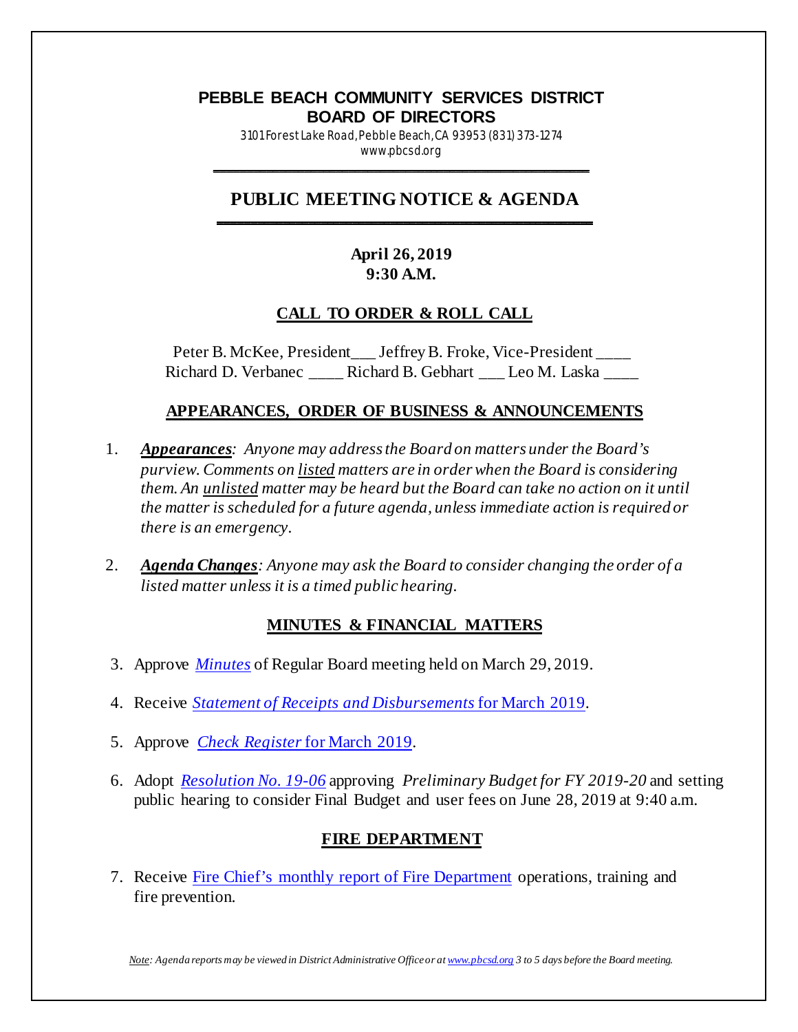# PEBBLE BEACH COMMUNITY SERVICES DISTRICT
# BOARD OF DIRECTORS

3101 Forest Lake Road, Pebble Beach, CA 93953 (831) 373-1274
www.pbcsd.org

## PUBLIC MEETING NOTICE & AGENDA

**April 26, 2019**
**9:30 A.M.**

### CALL TO ORDER & ROLL CALL

Peter B. McKee, President___ Jeffrey B. Froke, Vice-President ____
Richard D. Verbanec ____ Richard B. Gebhart ___ Leo M. Laska ____

### APPEARANCES, ORDER OF BUSINESS & ANNOUNCEMENTS

1. ***Appearances**: Anyone may address the Board on matters under the Board's purview. Comments on listed matters are in order when the Board is considering them. An unlisted matter may be heard but the Board can take no action on it until the matter is scheduled for a future agenda, unless immediate action is required or there is an emergency.*

2. ***Agenda Changes**: Anyone may ask the Board to consider changing the order of a listed matter unless it is a timed public hearing.*

### MINUTES & FINANCIAL MATTERS

3. Approve *Minutes* of Regular Board meeting held on March 29, 2019.

4. Receive *Statement of Receipts and Disbursements* for March 2019.

5. Approve *Check Register* for March 2019.

6. Adopt *Resolution No. 19-06* approving *Preliminary Budget for FY 2019-20* and setting public hearing to consider Final Budget and user fees on June 28, 2019 at 9:40 a.m.

### FIRE DEPARTMENT

7. Receive Fire Chief's monthly report of Fire Department operations, training and fire prevention.

*Note: Agenda reports may be viewed in District Administrative Office or at www.pbcsd.org 3 to 5 days before the Board meeting.*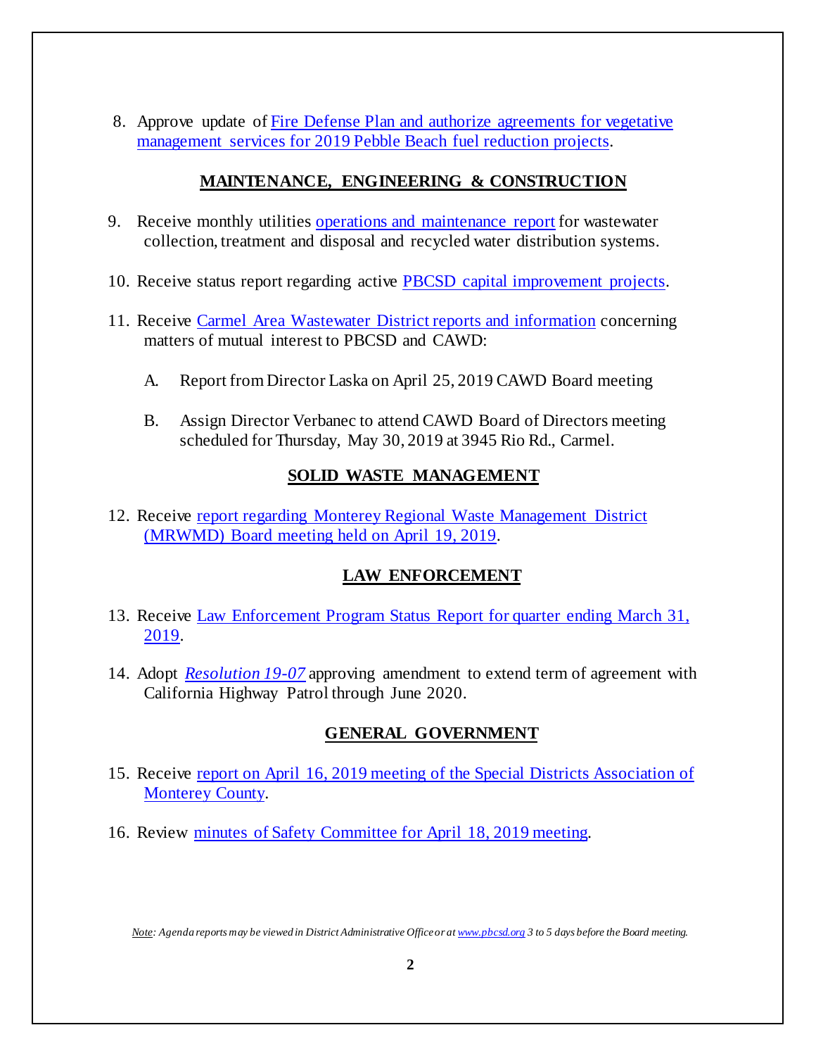8. Approve update of Fire Defense Plan and authorize agreements for vegetative management services for 2019 Pebble Beach fuel reduction projects.

## MAINTENANCE, ENGINEERING & CONSTRUCTION

9. Receive monthly utilities operations and maintenance report for wastewater collection, treatment and disposal and recycled water distribution systems.

10. Receive status report regarding active PBCSD capital improvement projects.

11. Receive Carmel Area Wastewater District reports and information concerning matters of mutual interest to PBCSD and CAWD:

    A. Report from Director Laska on April 25, 2019 CAWD Board meeting

    B. Assign Director Verbanec to attend CAWD Board of Directors meeting scheduled for Thursday, May 30, 2019 at 3945 Rio Rd., Carmel.

## SOLID WASTE MANAGEMENT

12. Receive report regarding Monterey Regional Waste Management District (MRWMD) Board meeting held on April 19, 2019.

## LAW ENFORCEMENT

13. Receive Law Enforcement Program Status Report for quarter ending March 31, 2019.

14. Adopt *Resolution 19-07* approving amendment to extend term of agreement with California Highway Patrol through June 2020.

## GENERAL GOVERNMENT

15. Receive report on April 16, 2019 meeting of the Special Districts Association of Monterey County.

16. Review minutes of Safety Committee for April 18, 2019 meeting.

*Note: Agenda reports may be viewed in District Administrative Office or at www.pbcsd.org 3 to 5 days before the Board meeting.*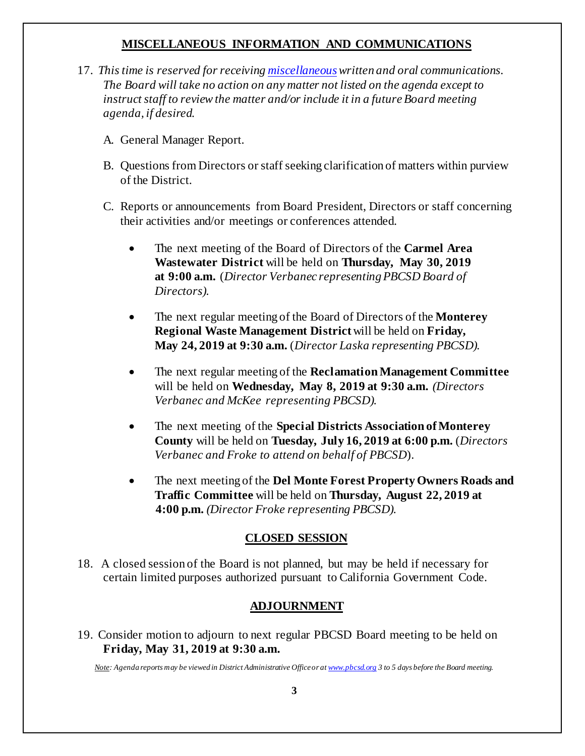## MISCELLANEOUS INFORMATION AND COMMUNICATIONS

17. *This time is reserved for receiving miscellaneous written and oral communications. The Board will take no action on any matter not listed on the agenda except to instruct staff to review the matter and/or include it in a future Board meeting agenda, if desired.*

    A. General Manager Report.

    B. Questions from Directors or staff seeking clarification of matters within purview of the District.

    C. Reports or announcements from Board President, Directors or staff concerning their activities and/or meetings or conferences attended.

    - The next meeting of the Board of Directors of the **Carmel Area Wastewater District** will be held on **Thursday, May 30, 2019 at 9:00 a.m.** (*Director Verbanec representing PBCSD Board of Directors).*
    - The next regular meeting of the Board of Directors of the **Monterey Regional Waste Management District** will be held on **Friday, May 24, 2019 at 9:30 a.m.** (*Director Laska representing PBCSD).*
    - The next regular meeting of the **Reclamation Management Committee** will be held on **Wednesday, May 8, 2019 at 9:30 a.m.** *(Directors Verbanec and McKee representing PBCSD).*
    - The next meeting of the **Special Districts Association of Monterey County** will be held on **Tuesday, July 16, 2019 at 6:00 p.m.** (*Directors Verbanec and Froke to attend on behalf of PBCSD*).
    - The next meeting of the **Del Monte Forest Property Owners Roads and Traffic Committee** will be held on **Thursday, August 22, 2019 at 4:00 p.m.** *(Director Froke representing PBCSD).*

## CLOSED SESSION

18. A closed session of the Board is not planned, but may be held if necessary for certain limited purposes authorized pursuant to California Government Code.

## ADJOURNMENT

19. Consider motion to adjourn to next regular PBCSD Board meeting to be held on **Friday, May 31, 2019 at 9:30 a.m.**

*Note: Agenda reports may be viewed in District Administrative Office or at www.pbcsd.org 3 to 5 days before the Board meeting.*